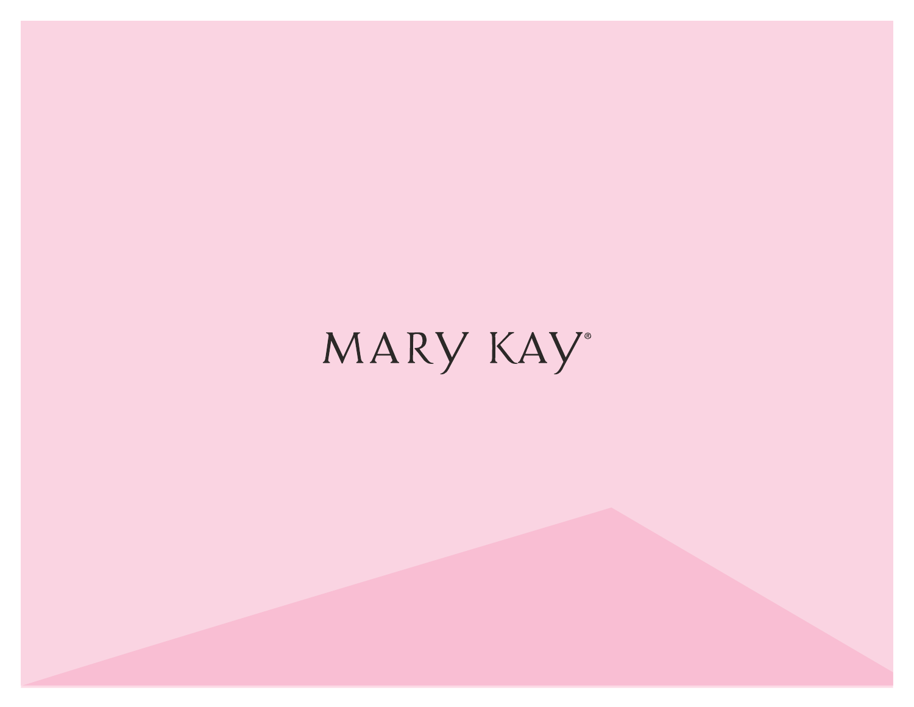MARY KAY®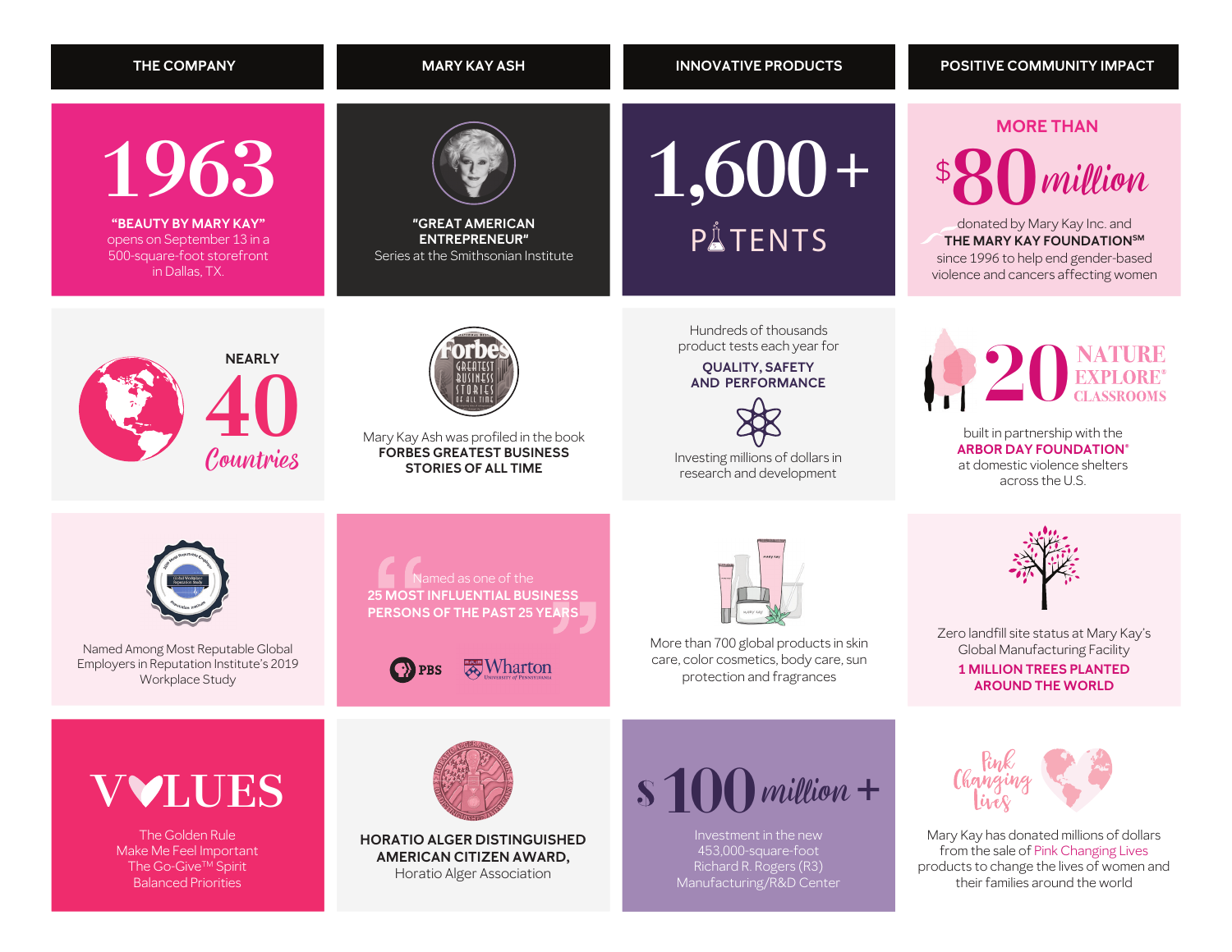## THE COMPANY

**1963**

**"BEAUTY BY MARY KAY"** opens on September 13 in a 500-square-foot storefront in Dallas, TX.

NEARLY **40** Countries

Named Among Most Reputable Global Employers in Reputation Institute's 2019 Workplace Study

**VALUES**

The Golden Rule
Make Me Feel Important
The Go-Give™ Spirit
Balanced Priorities

## MARY KAY ASH

**"GREAT AMERICAN ENTREPRENEUR"**
Series at the Smithsonian Institute

Mary Kay Ash was profiled in the book **FORBES GREATEST BUSINESS STORIES OF ALL TIME**

Named as one of the **25 MOST INFLUENTIAL BUSINESS PERSONS OF THE PAST 25 YEARS**

PBS | Wharton University of Pennsylvania

**HORATIO ALGER DISTINGUISHED AMERICAN CITIZEN AWARD,**
Horatio Alger Association

## INNOVATIVE PRODUCTS

**1,600+** PATENTS

Hundreds of thousands product tests each year for **QUALITY, SAFETY AND PERFORMANCE**

Investing millions of dollars in research and development

More than 700 global products in skin care, color cosmetics, body care, sun protection and fragrances

**$100 million +**

Investment in the new 453,000-square-foot Richard R. Rogers (R3) Manufacturing/R&D Center

## POSITIVE COMMUNITY IMPACT

MORE THAN **$80 million**

donated by Mary Kay Inc. and **THE MARY KAY FOUNDATION℠** since 1996 to help end gender-based violence and cancers affecting women

**20** NATURE EXPLORE® CLASSROOMS

built in partnership with the **ARBOR DAY FOUNDATION®** at domestic violence shelters across the U.S.

Zero landfill site status at Mary Kay's Global Manufacturing Facility

**1 MILLION TREES PLANTED AROUND THE WORLD**

Pink Changing Lives

Mary Kay has donated millions of dollars from the sale of Pink Changing Lives products to change the lives of women and their families around the world